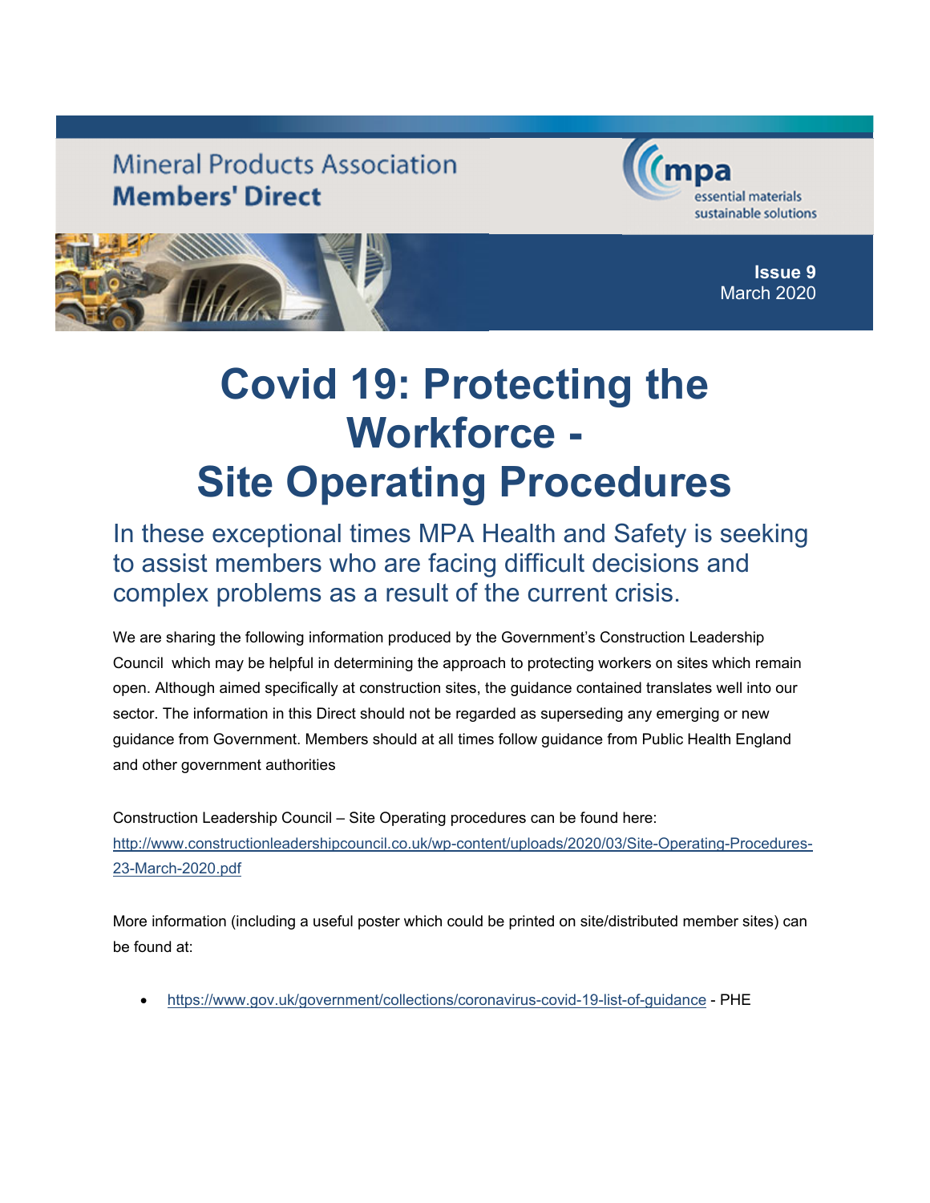Mineral Products Association
**Members' Direct**

mpa
essential materials
sustainable solutions

**Issue 9**
March 2020

# Covid 19: Protecting the Workforce - Site Operating Procedures

## In these exceptional times MPA Health and Safety is seeking to assist members who are facing difficult decisions and complex problems as a result of the current crisis.

We are sharing the following information produced by the Government's Construction Leadership Council which may be helpful in determining the approach to protecting workers on sites which remain open. Although aimed specifically at construction sites, the guidance contained translates well into our sector. The information in this Direct should not be regarded as superseding any emerging or new guidance from Government. Members should at all times follow guidance from Public Health England and other government authorities

Construction Leadership Council – Site Operating procedures can be found here: http://www.constructionleadershipcouncil.co.uk/wp-content/uploads/2020/03/Site-Operating-Procedures-23-March-2020.pdf

More information (including a useful poster which could be printed on site/distributed member sites) can be found at:

- https://www.gov.uk/government/collections/coronavirus-covid-19-list-of-guidance - PHE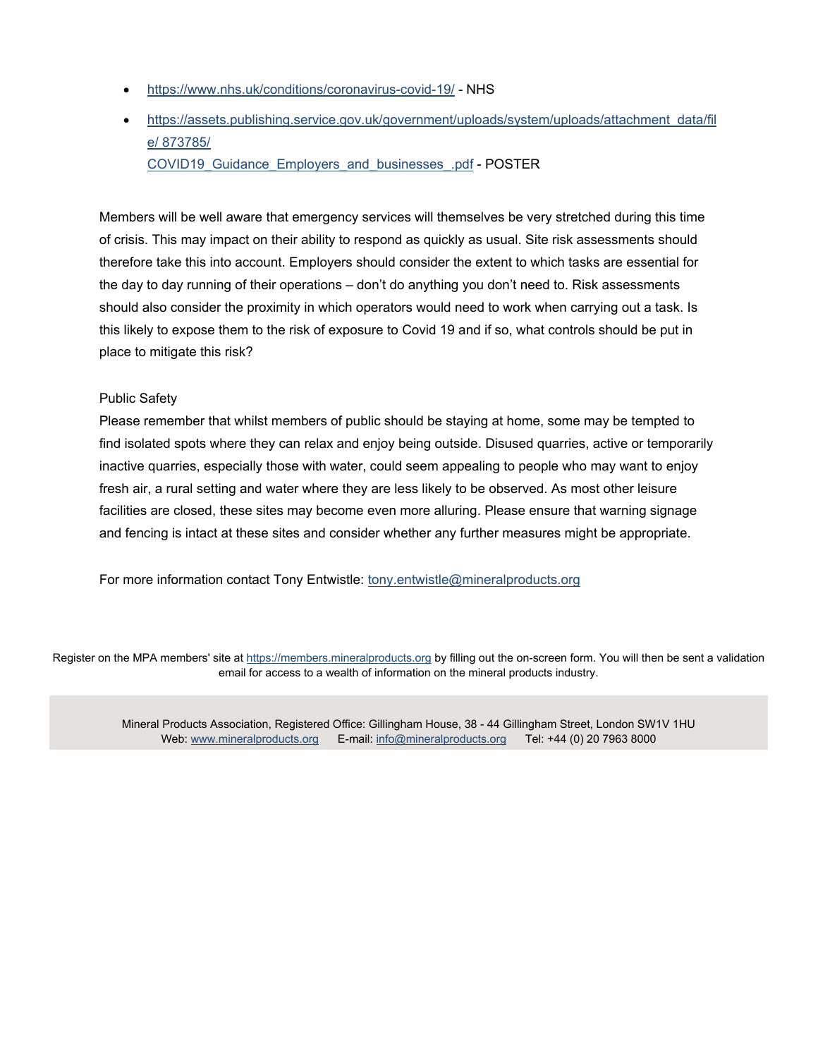- https://www.nhs.uk/conditions/coronavirus-covid-19/ - NHS
- https://assets.publishing.service.gov.uk/government/uploads/system/uploads/attachment_data/file/ 873785/ COVID19_Guidance_Employers_and_businesses_.pdf - POSTER

Members will be well aware that emergency services will themselves be very stretched during this time of crisis. This may impact on their ability to respond as quickly as usual. Site risk assessments should therefore take this into account. Employers should consider the extent to which tasks are essential for the day to day running of their operations – don't do anything you don't need to. Risk assessments should also consider the proximity in which operators would need to work when carrying out a task. Is this likely to expose them to the risk of exposure to Covid 19 and if so, what controls should be put in place to mitigate this risk?

Public Safety

Please remember that whilst members of public should be staying at home, some may be tempted to find isolated spots where they can relax and enjoy being outside. Disused quarries, active or temporarily inactive quarries, especially those with water, could seem appealing to people who may want to enjoy fresh air, a rural setting and water where they are less likely to be observed. As most other leisure facilities are closed, these sites may become even more alluring. Please ensure that warning signage and fencing is intact at these sites and consider whether any further measures might be appropriate.

For more information contact Tony Entwistle: tony.entwistle@mineralproducts.org

Register on the MPA members' site at https://members.mineralproducts.org by filling out the on-screen form. You will then be sent a validation email for access to a wealth of information on the mineral products industry.

Mineral Products Association, Registered Office: Gillingham House, 38 - 44 Gillingham Street, London SW1V 1HU
Web: www.mineralproducts.org E-mail: info@mineralproducts.org Tel: +44 (0) 20 7963 8000